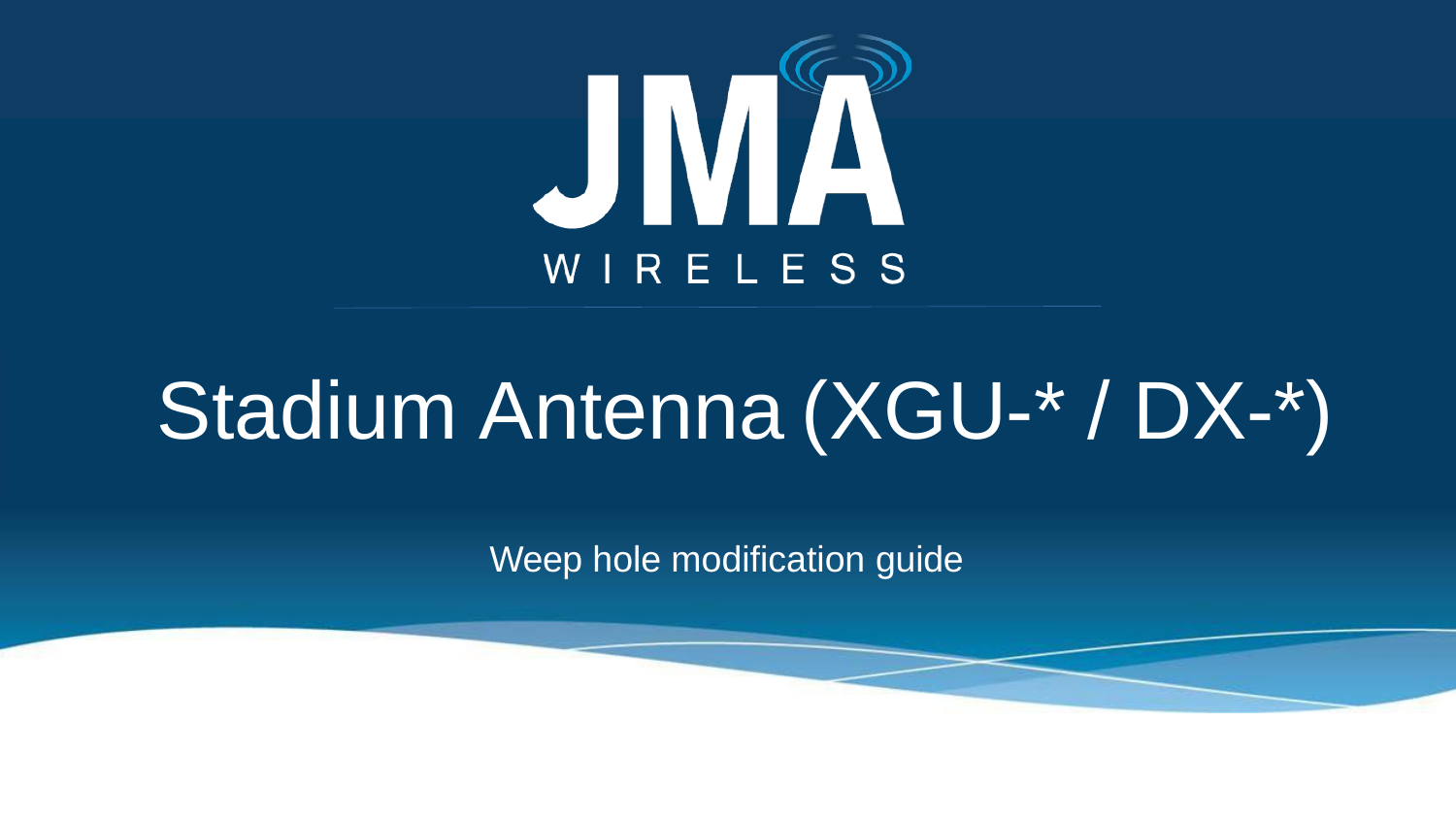JMA WIRELESS

# Stadium Antenna (XGU-* / DX-*)

Weep hole modification guide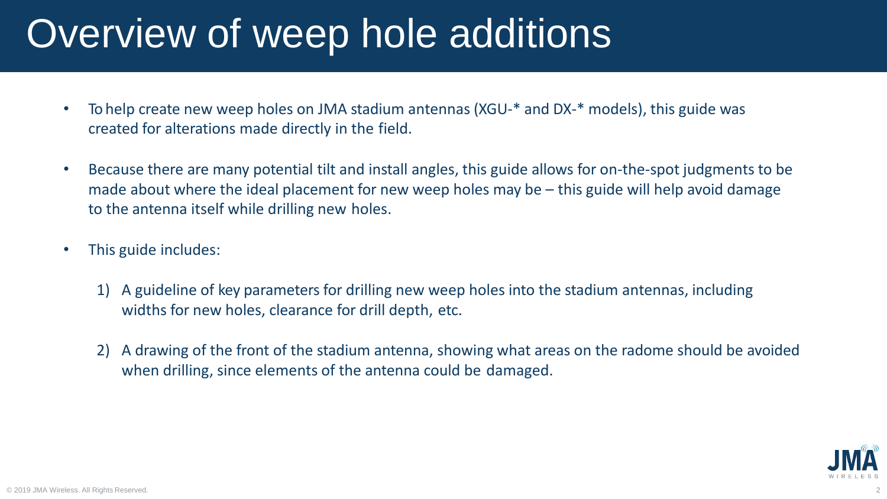# Overview of weep hole additions

- To help create new weep holes on JMA stadium antennas (XGU-* and DX-* models), this guide was created for alterations made directly in the field.
- Because there are many potential tilt and install angles, this guide allows for on-the-spot judgments to be made about where the ideal placement for new weep holes may be – this guide will help avoid damage to the antenna itself while drilling new holes.
- This guide includes:
  1) A guideline of key parameters for drilling new weep holes into the stadium antennas, including widths for new holes, clearance for drill depth, etc.
  2) A drawing of the front of the stadium antenna, showing what areas on the radome should be avoided when drilling, since elements of the antenna could be damaged.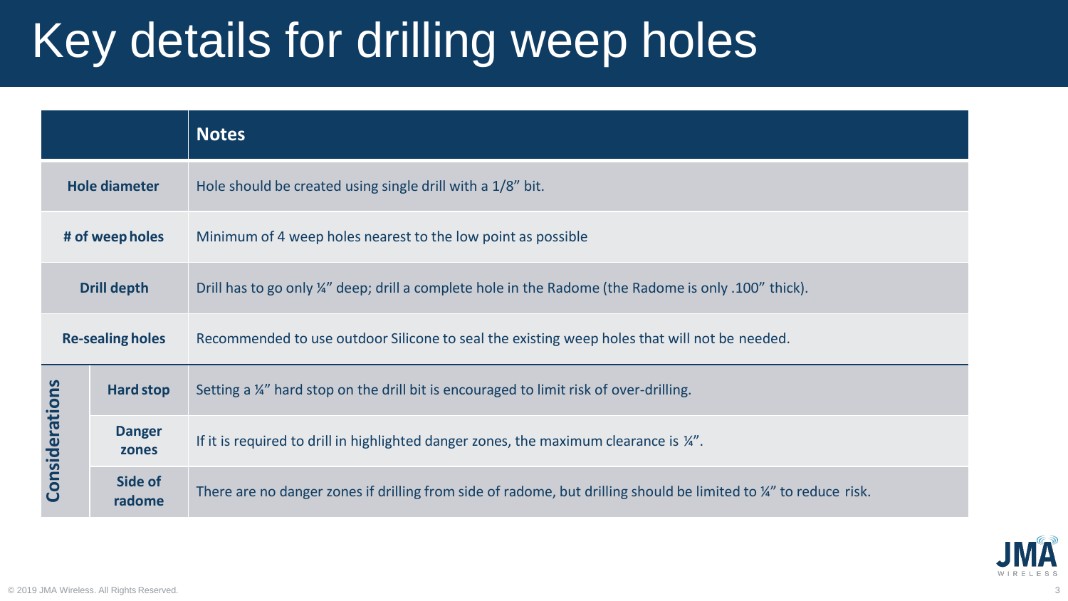# Key details for drilling weep holes

| | | Notes |
|---|---|---|
| **Hole diameter** | | Hole should be created using single drill with a 1/8" bit. |
| **# of weep holes** | | Minimum of 4 weep holes nearest to the low point as possible |
| **Drill depth** | | Drill has to go only ¼" deep; drill a complete hole in the Radome (the Radome is only .100" thick). |
| **Re-sealing holes** | | Recommended to use outdoor Silicone to seal the existing weep holes that will not be needed. |
| **Considerations** | **Hard stop** | Setting a ¼" hard stop on the drill bit is encouraged to limit risk of over-drilling. |
| | **Danger zones** | If it is required to drill in highlighted danger zones, the maximum clearance is ¼". |
| | **Side of radome** | There are no danger zones if drilling from side of radome, but drilling should be limited to ¼" to reduce risk. |

© 2019 JMA Wireless. All Rights Reserved.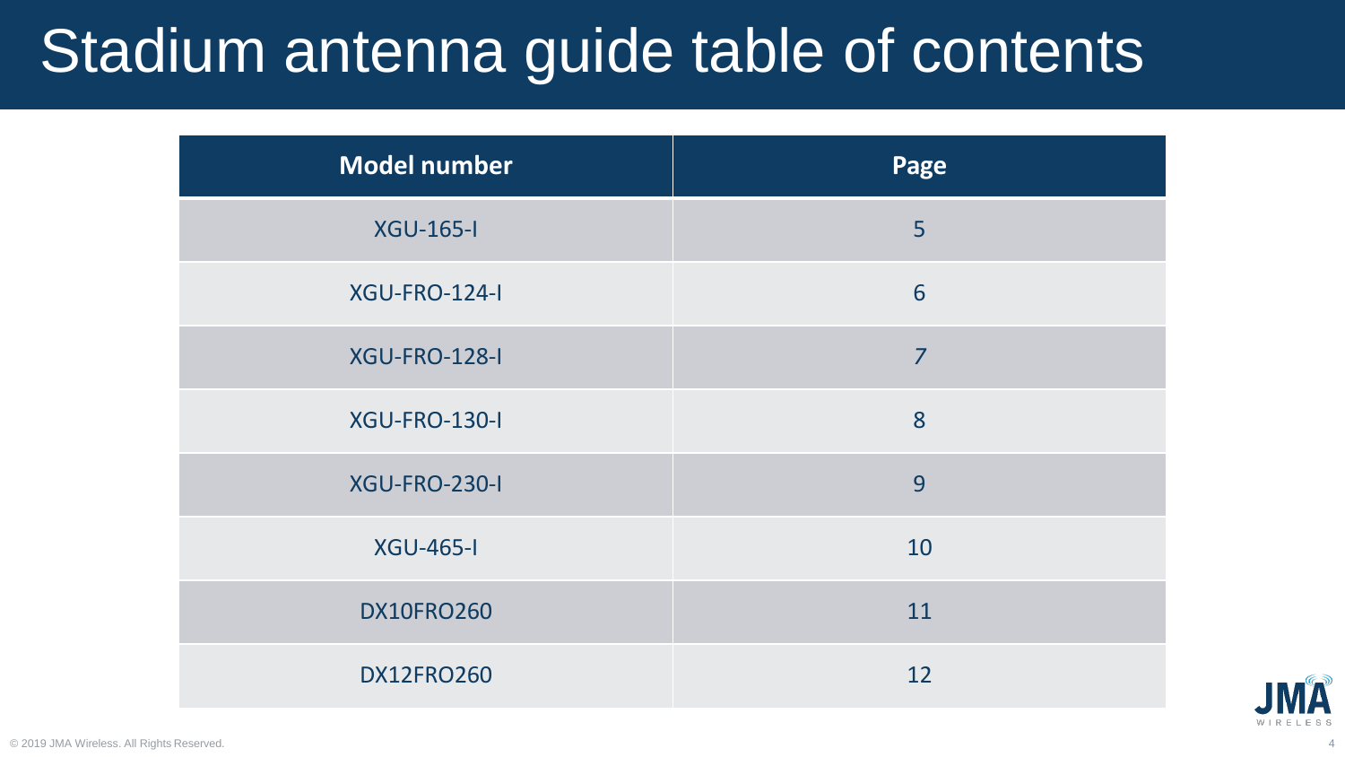# Stadium antenna guide table of contents

| Model number | Page |
|---|---|
| XGU-165-I | 5 |
| XGU-FRO-124-I | 6 |
| XGU-FRO-128-I | *7* |
| XGU-FRO-130-I | 8 |
| XGU-FRO-230-I | 9 |
| XGU-465-I | 10 |
| DX10FRO260 | 11 |
| DX12FRO260 | 12 |

© 2019 JMA Wireless. All Rights Reserved.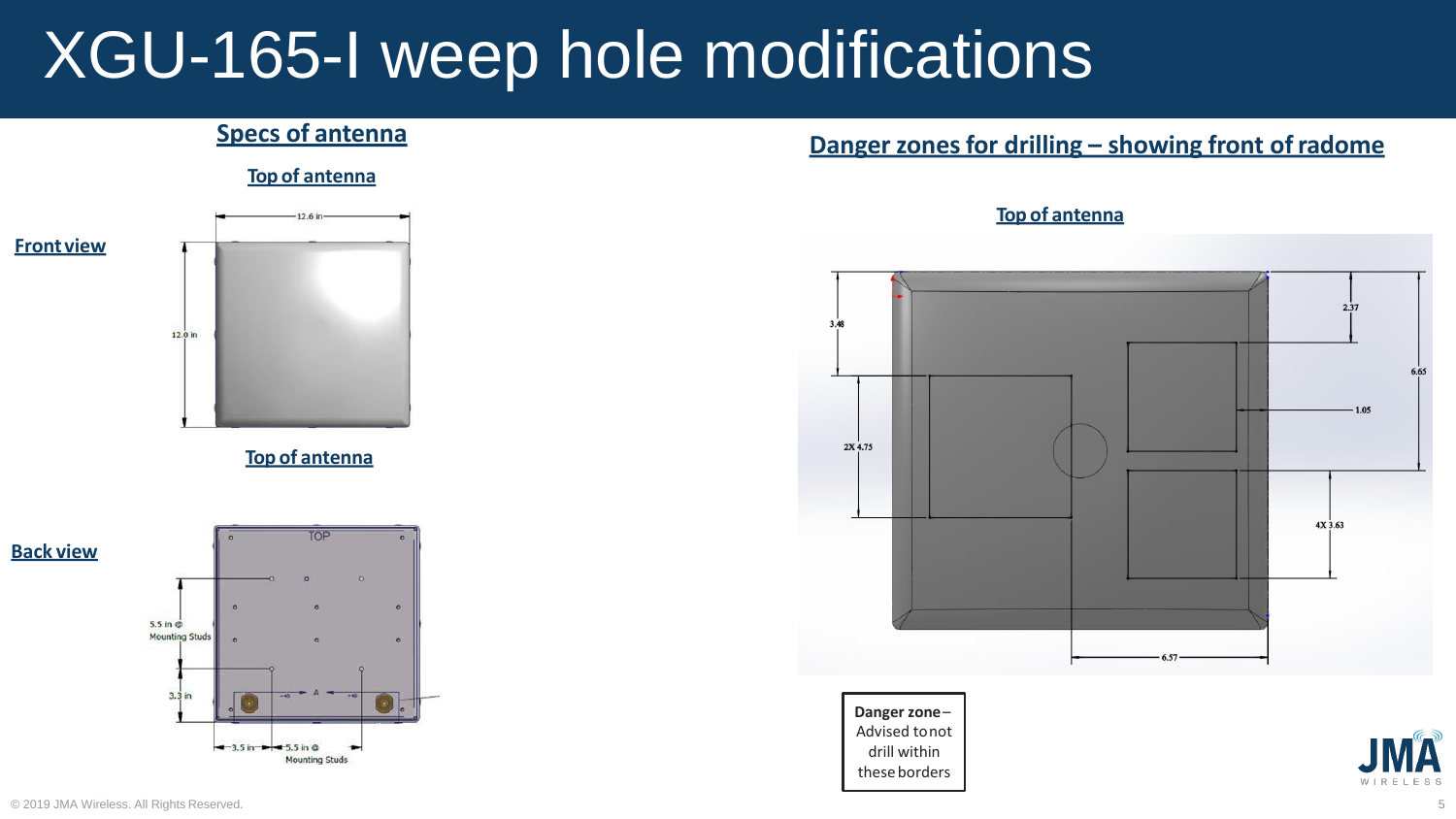# XGU-165-I weep hole modifications

## Specs of antenna

**Top of antenna**

**Front view**

12.6 in

12.0 in

**Top of antenna**

**Back view**

TOP

5.5 in @ Mounting Studs

3.3 in

3.5 in

5.5 in @ Mounting Studs

## Danger zones for drilling – showing front of radome

**Top of antenna**

3.48

2X 4.75

2.37

6.65

1.05

4X 3.63

6.57

**Danger zone** – Advised to not drill within these borders

© 2019 JMA Wireless. All Rights Reserved.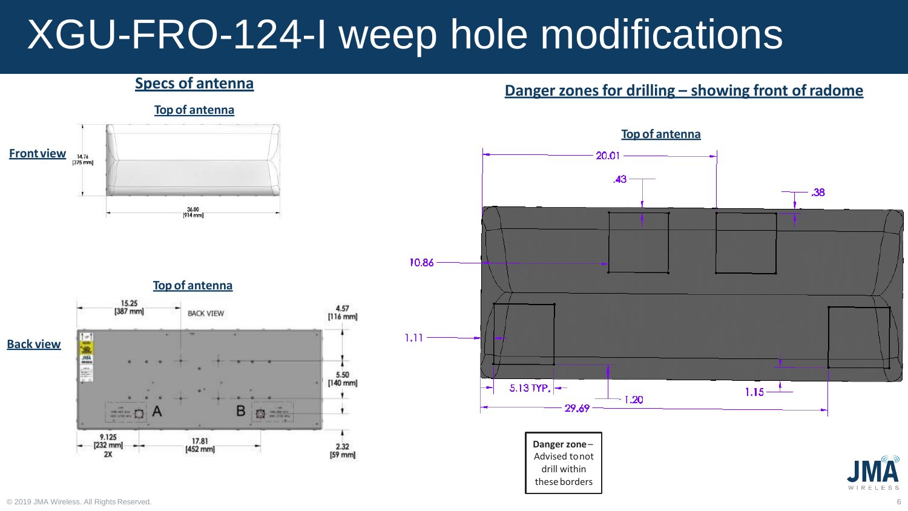# XGU-FRO-124-I weep hole modifications

## Specs of antenna

**Top of antenna**

**Front view**

14.76 [375 mm]

36.00 [914 mm]

**Top of antenna**

**Back view**

15.25 [387 mm]

BACK VIEW

4.57 [116 mm]

5.50 [140 mm]

2.32 [59 mm]

9.125 [232 mm] 2X

17.81 [452 mm]

A

B

## Danger zones for drilling – showing front of radome

**Top of antenna**

20.01

.43

.38

10.86

1.11

5.13 TYP.

1.20

1.15

29.69

**Danger zone** – Advised to not drill within these borders

© 2019 JMA Wireless. All Rights Reserved.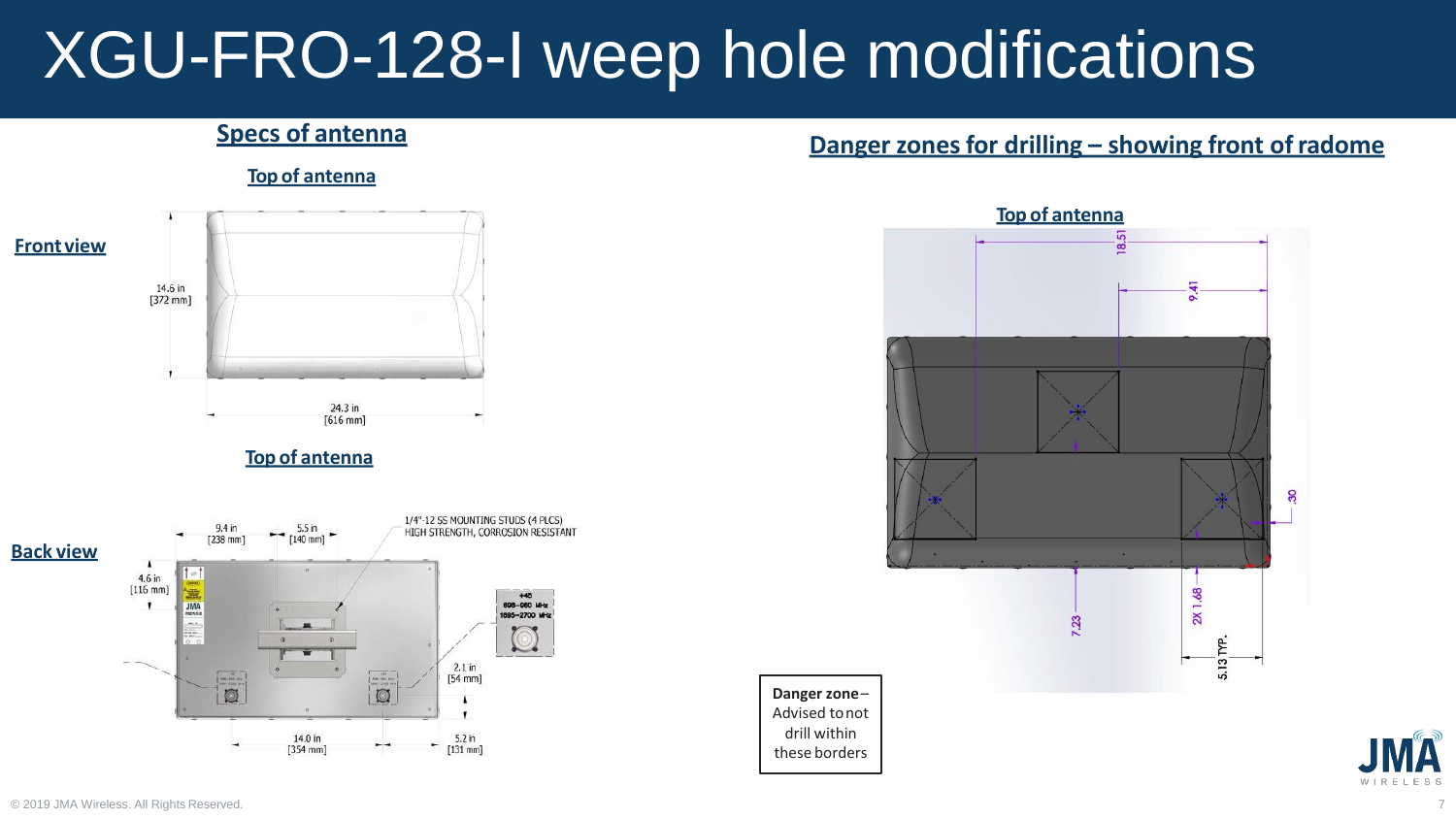# XGU-FRO-128-I weep hole modifications

## Specs of antenna

**Top of antenna**

**Front view**

14.6 in
[372 mm]

24.3 in
[616 mm]

**Top of antenna**

**Back view**

9.4 in
[238 mm]

5.5 in
[140 mm]

1/4"-12 SS MOUNTING STUDS (4 PLCS)
HIGH STRENGTH, CORROSION RESISTANT

4.6 in
[116 mm]

2.1 in
[54 mm]

14.0 in
[354 mm]

5.2 in
[131 mm]

## Danger zones for drilling – showing front of radome

**Top of antenna**

18.51

9.41

.30

7.23

2X 1.68

5.13 TYP.

**Danger zone** – Advised to not drill within these borders

© 2019 JMA Wireless. All Rights Reserved.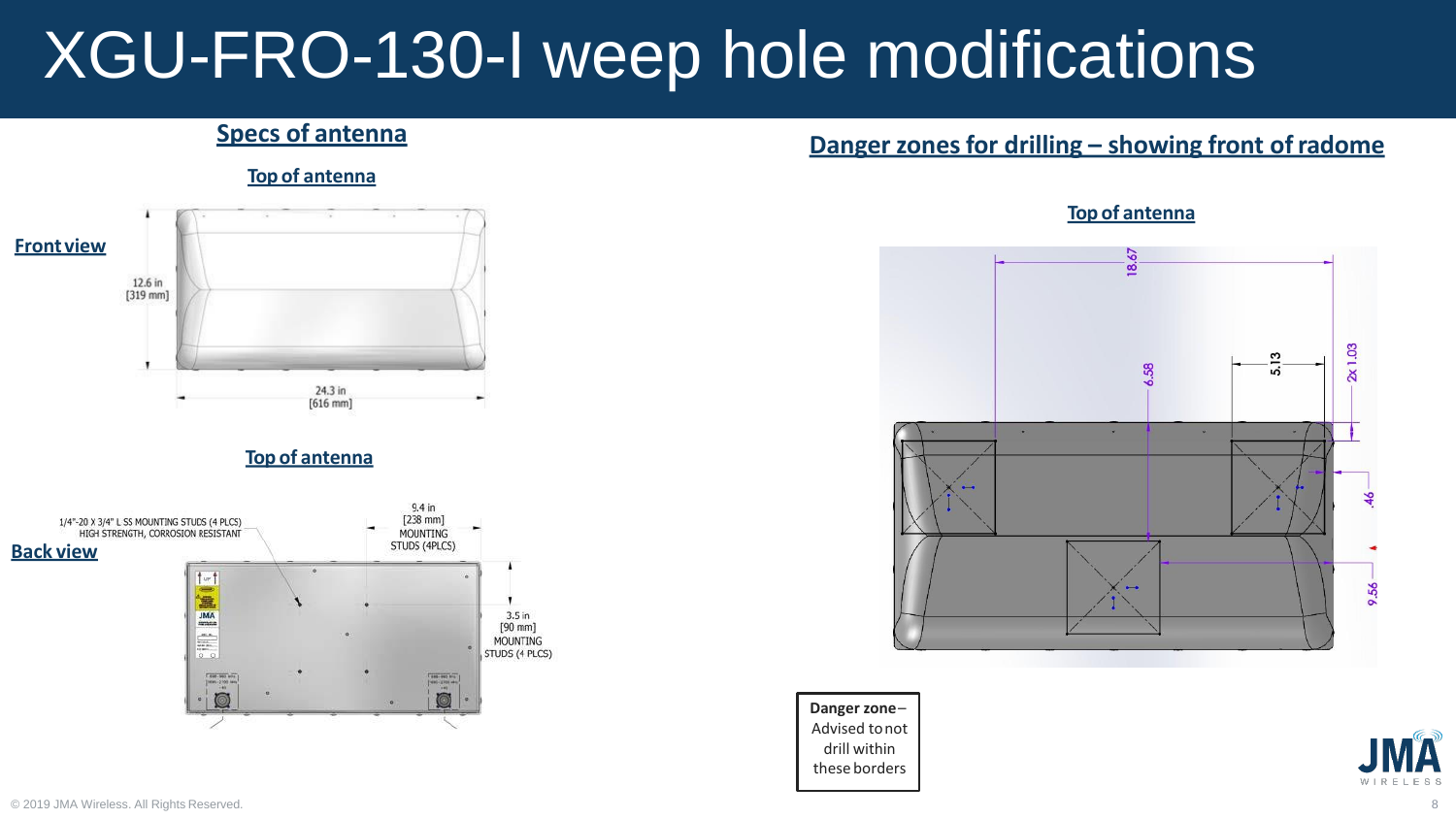# XGU-FRO-130-I weep hole modifications

## Specs of antenna

**Top of antenna**

**Front view**

12.6 in [319 mm]

24.3 in [616 mm]

**Top of antenna**

**Back view**

1/4"-20 X 3/4" L SS MOUNTING STUDS (4 PLCS) HIGH STRENGTH, CORROSION RESISTANT

9.4 in [238 mm] MOUNTING STUDS (4PLCS)

3.5 in [90 mm] MOUNTING STUDS (4 PLCS)

## Danger zones for drilling – showing front of radome

**Top of antenna**

18.67

6.58

5.13

2x 1.03

.46

9.56

**Danger zone** – Advised to not drill within these borders

© 2019 JMA Wireless. All Rights Reserved.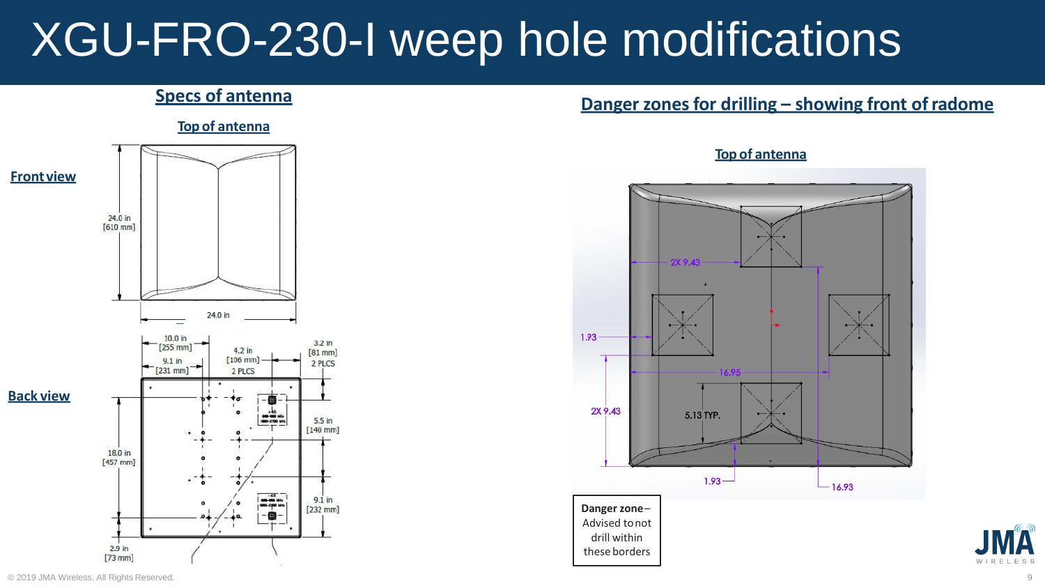# XGU-FRO-230-I weep hole modifications

## Specs of antenna

**Top of antenna**

**Front view**

24.0 in [610 mm]

24.0 in

**Back view**

10.0 in [255 mm]

9.1 in [231 mm]

4.2 in [106 mm] 2 PLCS

3.2 in [81 mm] 2 PLCS

5.5 in [140 mm]

18.0 in [457 mm]

9.1 in [232 mm]

2.9 in [73 mm]

## Danger zones for drilling – showing front of radome

**Top of antenna**

2X 9.43

1.93

16.95

2X 9.43

5.13 TYP.

1.93

16.93

**Danger zone** – Advised to not drill within these borders

© 2019 JMA Wireless. All Rights Reserved.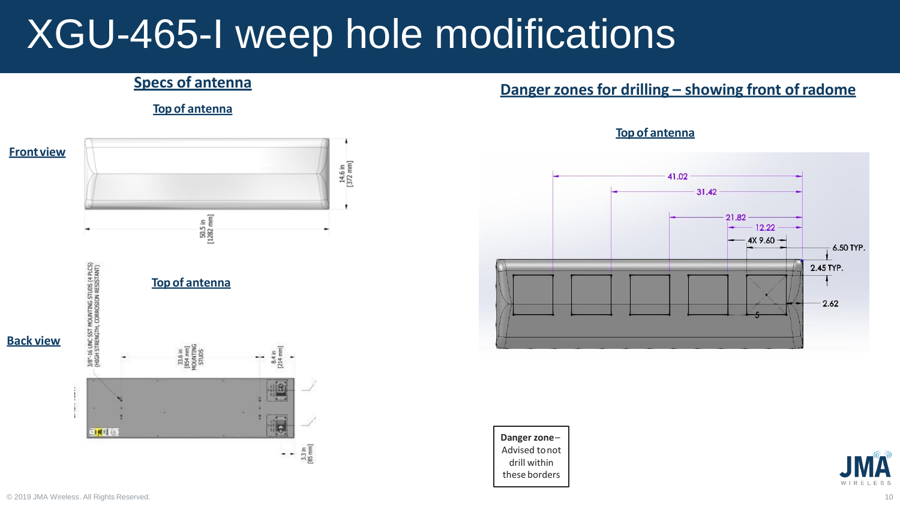# XGU-465-I weep hole modifications

## Specs of antenna

**Top of antenna**

**Front view**

14.6 in [372 mm]

50.5 in [1282 mm]

**Top of antenna**

**Back view**

3/8"-16 UNC SST MOUNTING STUDS (4 PLCS) (HIGH STRENGTH, CORROSION RESISTANT)

33.6 in [854 mm] MOUNTING STUDS

8.4 in [214 mm]

3.3 in [85 mm]

## Danger zones for drilling – showing front of radome

**Top of antenna**

41.02

31.42

21.82

12.22

4X 9.60

6.50 TYP.

2.45 TYP.

2.62

5

**Danger zone** – Advised to not drill within these borders

© 2019 JMA Wireless. All Rights Reserved.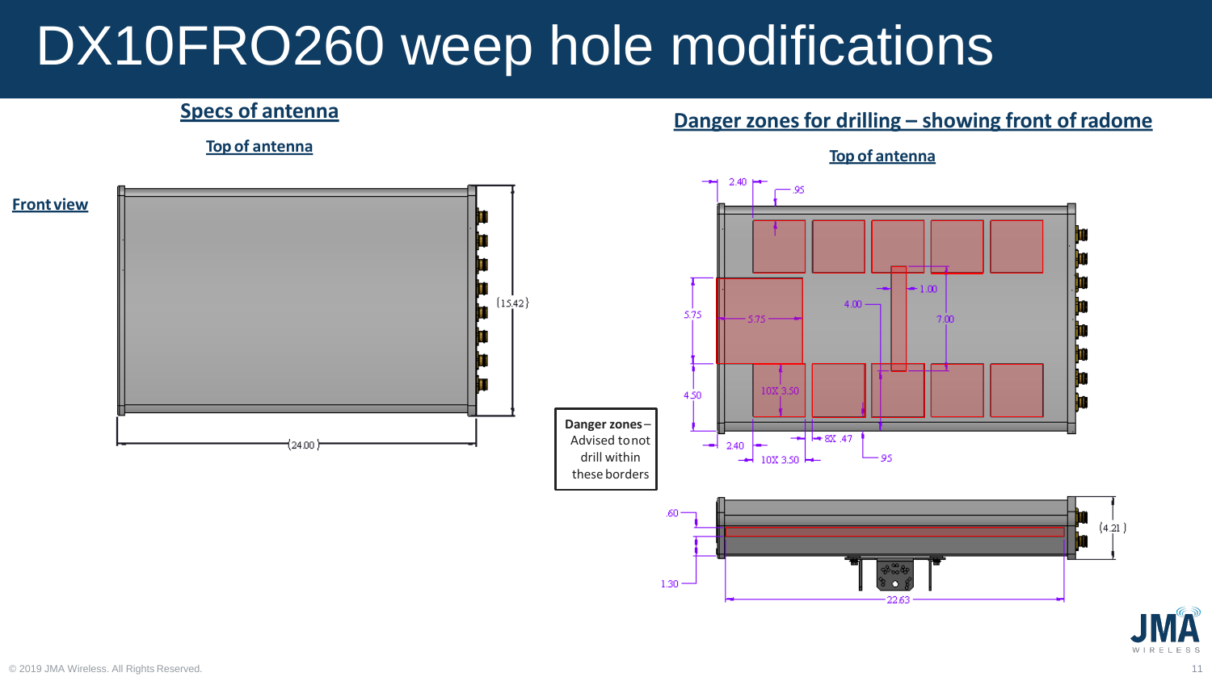# DX10FRO260 weep hole modifications

## Specs of antenna

**Top of antenna**

**Front view**

(15.42)

(24.00)

## Danger zones for drilling – showing front of radome

**Top of antenna**

2.40 .95

1.00

4.00

5.75 5.75 7.00

10X 3.50

4.50

2.40 8X .47

10X 3.50 .95

**Danger zones** – Advised to not drill within these borders

.60

(4.21)

1.30

22.63

© 2019 JMA Wireless. All Rights Reserved.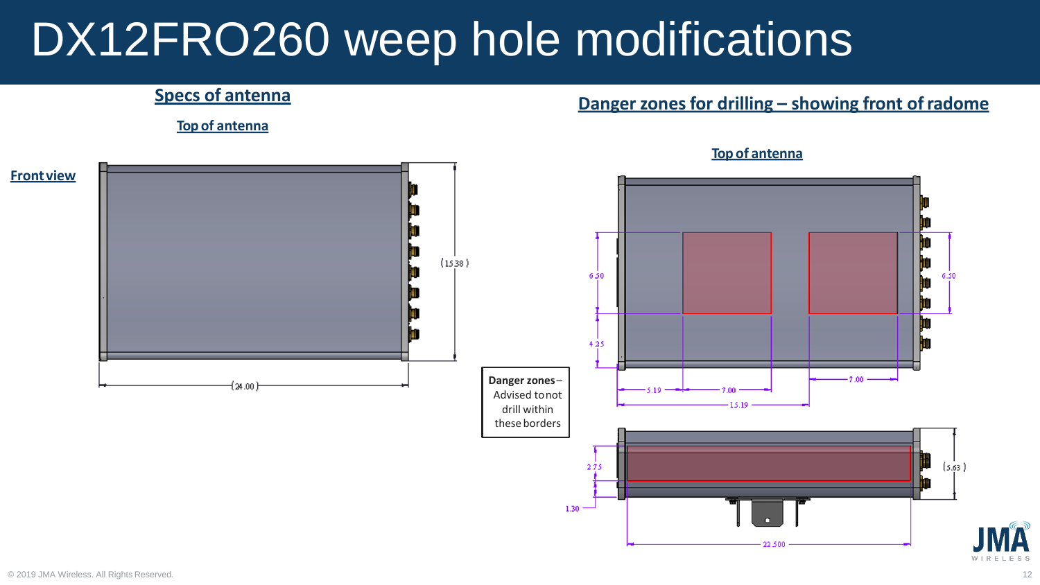# DX12FRO260 weep hole modifications

## Specs of antenna

**Top of antenna**

**Front view**

(15.38)

(24.00)

## Danger zones for drilling – showing front of radome

**Top of antenna**

6.50

4.25

5.19

7.00

15.19

7.00

6.50

2.75

1.30

22.500

(5.63)

**Danger zones** – Advised to not drill within these borders

© 2019 JMA Wireless. All Rights Reserved.